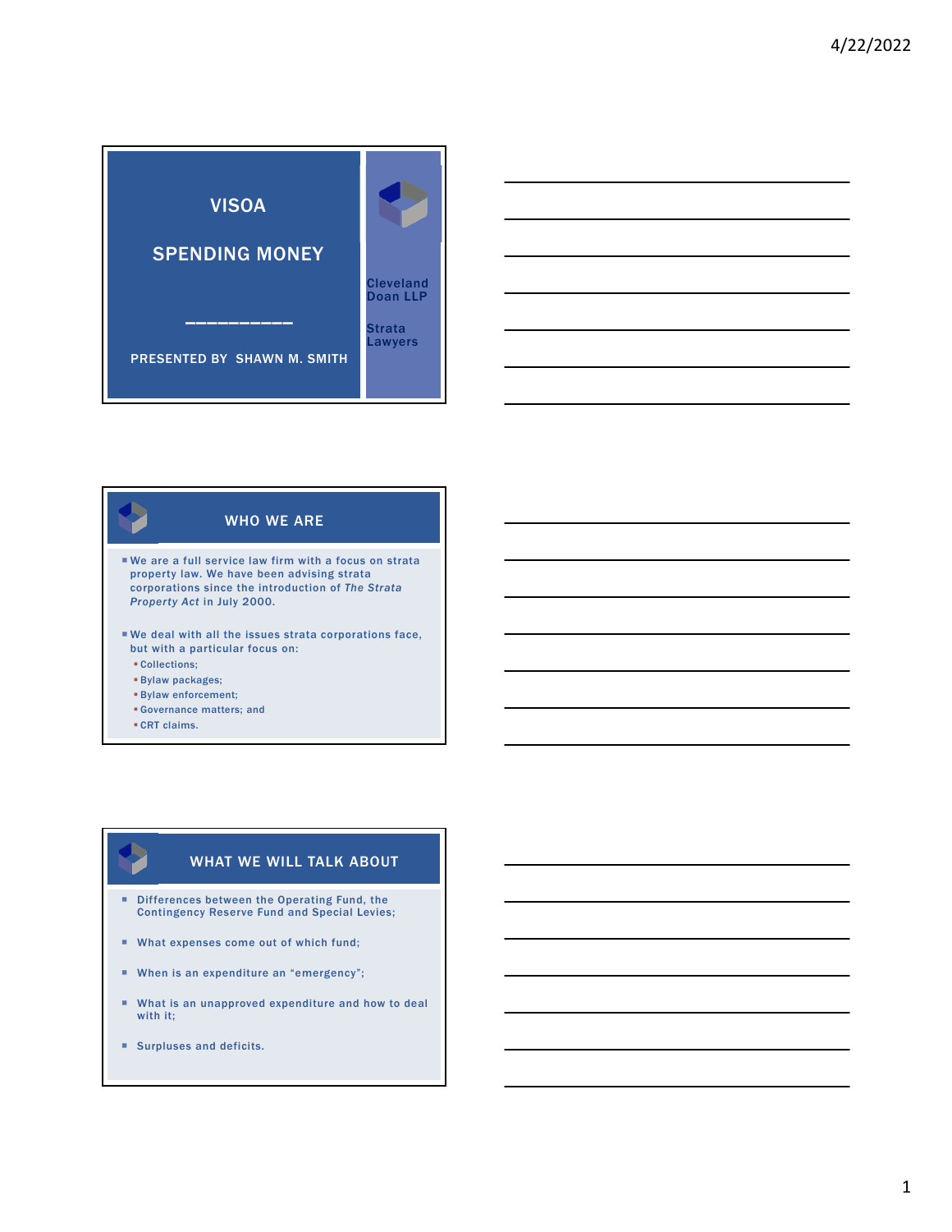# VISOA

# SPENDING MONEY

PRESENTED BY SHAWN M. SMITH

Cleveland Doan LLP

Strata Lawyers

## WHO WE ARE

- We are a full service law firm with a focus on strata property law. We have been advising strata corporations since the introduction of *The Strata Property Act* in July 2000.
- We deal with all the issues strata corporations face, but with a particular focus on:
  - Collections;
  - Bylaw packages;
  - Bylaw enforcement;
  - Governance matters; and
  - CRT claims.

## WHAT WE WILL TALK ABOUT

- Differences between the Operating Fund, the Contingency Reserve Fund and Special Levies;
- What expenses come out of which fund;
- When is an expenditure an "emergency";
- What is an unapproved expenditure and how to deal with it;
- Surpluses and deficits.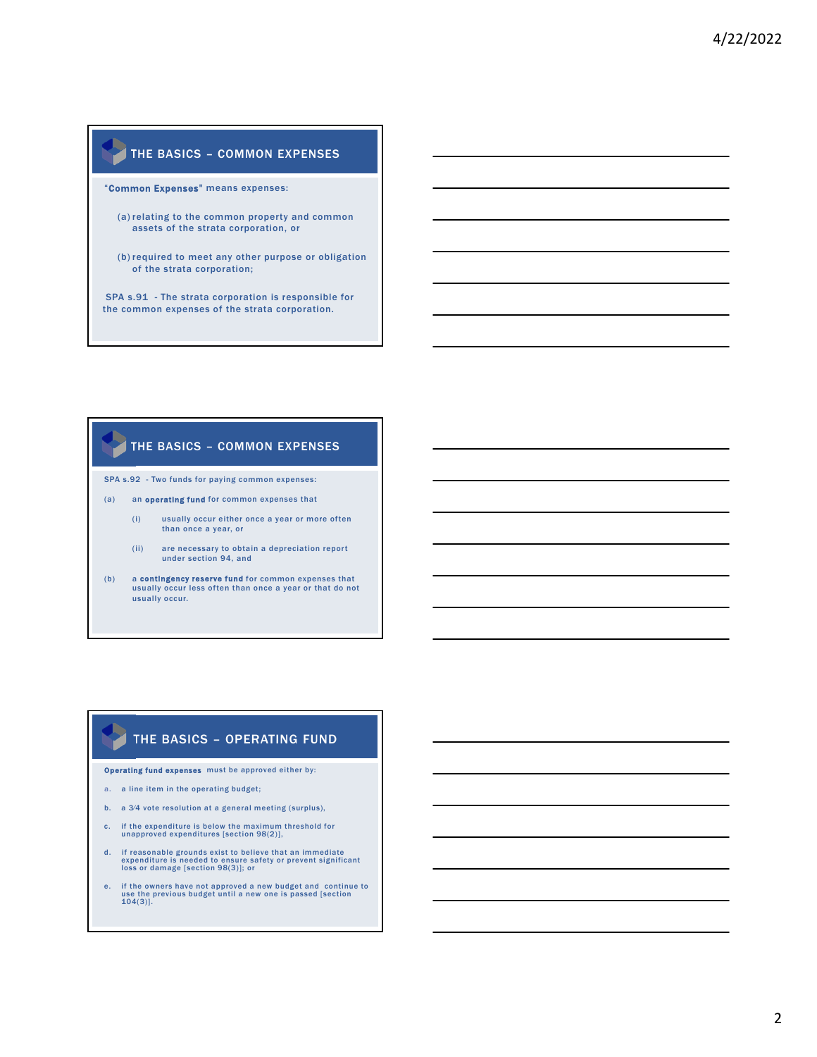## THE BASICS – COMMON EXPENSES

"**Common Expenses**" means expenses:

(a) relating to the common property and common assets of the strata corporation, or

(b) required to meet any other purpose or obligation of the strata corporation;

SPA s.91 - The strata corporation is responsible for the common expenses of the strata corporation.

## THE BASICS – COMMON EXPENSES

SPA s.92 - Two funds for paying common expenses:

(a) an **operating fund** for common expenses that

- (i) usually occur either once a year or more often than once a year, or
- (ii) are necessary to obtain a depreciation report under section 94, and

(b) a **contingency reserve fund** for common expenses that usually occur less often than once a year or that do not usually occur.

## THE BASICS – OPERATING FUND

**Operating fund expenses** must be approved either by:

a. a line item in the operating budget;

b. a 3/4 vote resolution at a general meeting (surplus),

c. if the expenditure is below the maximum threshold for unapproved expenditures [section 98(2)],

d. if reasonable grounds exist to believe that an immediate expenditure is needed to ensure safety or prevent significant loss or damage [section 98(3)]; or

e. if the owners have not approved a new budget and continue to use the previous budget until a new one is passed [section 104(3)].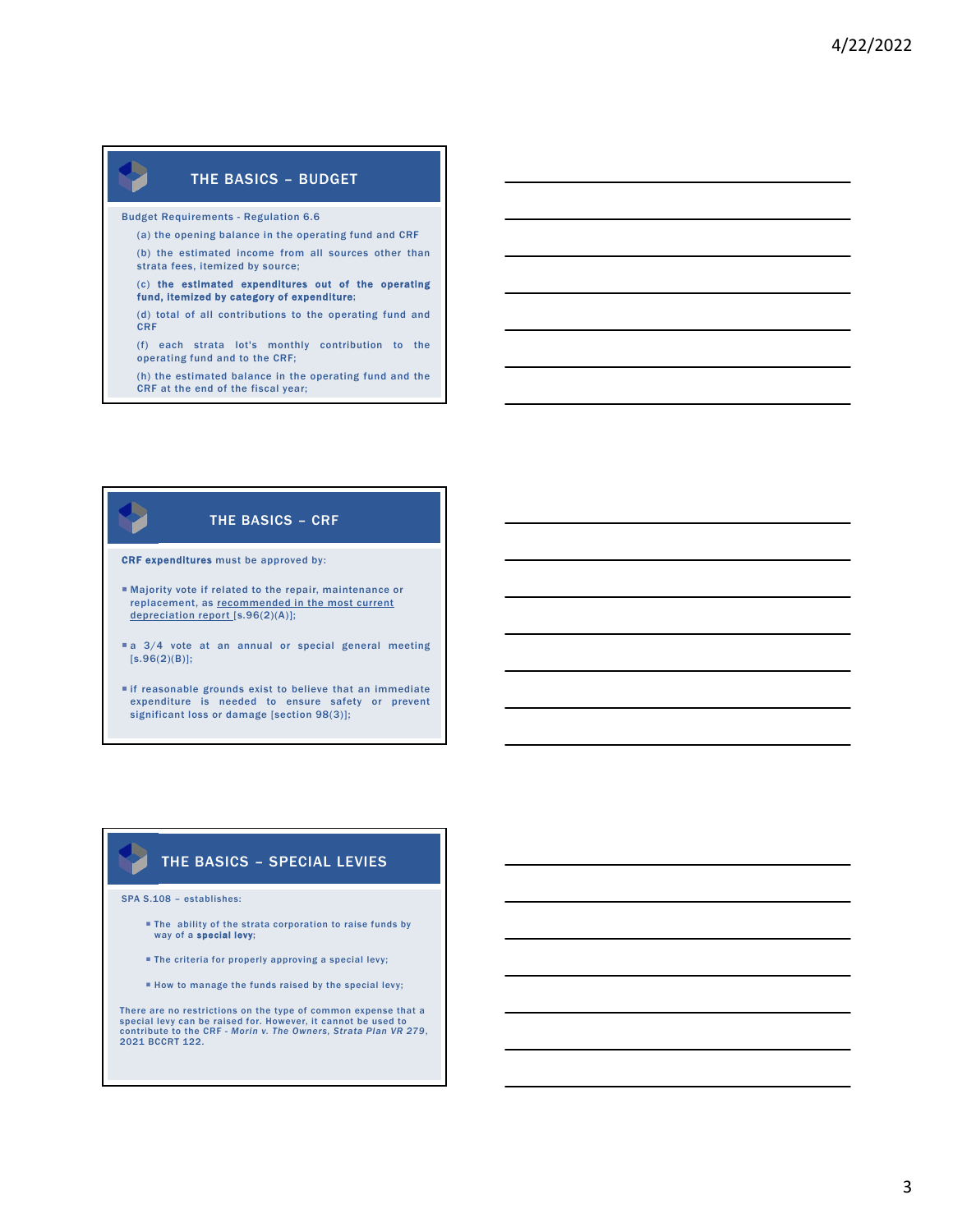## THE BASICS – BUDGET

Budget Requirements - Regulation 6.6

(a) the opening balance in the operating fund and CRF

(b) the estimated income from all sources other than strata fees, itemized by source;

(c) **the estimated expenditures out of the operating fund, itemized by category of expenditure;**

(d) total of all contributions to the operating fund and CRF

(f) each strata lot's monthly contribution to the operating fund and to the CRF;

(h) the estimated balance in the operating fund and the CRF at the end of the fiscal year;

## THE BASICS – CRF

**CRF expenditures** must be approved by:

- Majority vote if related to the repair, maintenance or replacement, as recommended in the most current depreciation report [s.96(2)(A)];
- a 3/4 vote at an annual or special general meeting [s.96(2)(B)];
- if reasonable grounds exist to believe that an immediate expenditure is needed to ensure safety or prevent significant loss or damage [section 98(3)];

## THE BASICS – SPECIAL LEVIES

SPA S.108 – establishes:

- The ability of the strata corporation to raise funds by way of a **special levy**;
- The criteria for properly approving a special levy;
- How to manage the funds raised by the special levy;

There are no restrictions on the type of common expense that a special levy can be raised for. However, it cannot be used to contribute to the CRF - *Morin v. The Owners, Strata Plan VR 279*, 2021 BCCRT 122.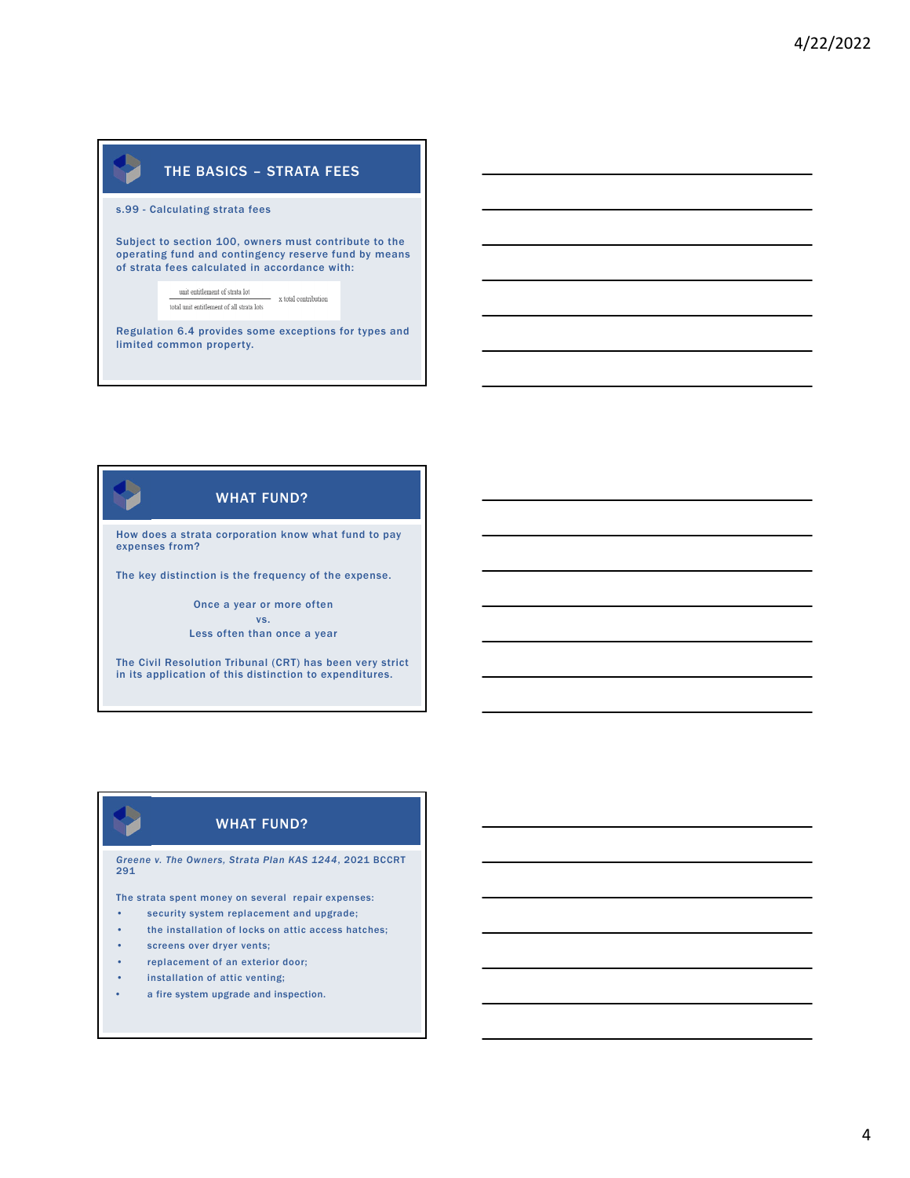## THE BASICS – STRATA FEES

s.99 - Calculating strata fees

Subject to section 100, owners must contribute to the operating fund and contingency reserve fund by means of strata fees calculated in accordance with:

$$\frac{\text{unit entitlement of strata lot}}{\text{total unit entitlement of all strata lots}} \times \text{total contribution}$$

Regulation 6.4 provides some exceptions for types and limited common property.

## WHAT FUND?

How does a strata corporation know what fund to pay expenses from?

The key distinction is the frequency of the expense.

Once a year or more often
vs.
Less often than once a year

The Civil Resolution Tribunal (CRT) has been very strict in its application of this distinction to expenditures.

## WHAT FUND?

*Greene v. The Owners, Strata Plan KAS 1244*, 2021 BCCRT 291

The strata spent money on several repair expenses:

- security system replacement and upgrade;
- the installation of locks on attic access hatches;
- screens over dryer vents;
- replacement of an exterior door;
- installation of attic venting;
- a fire system upgrade and inspection.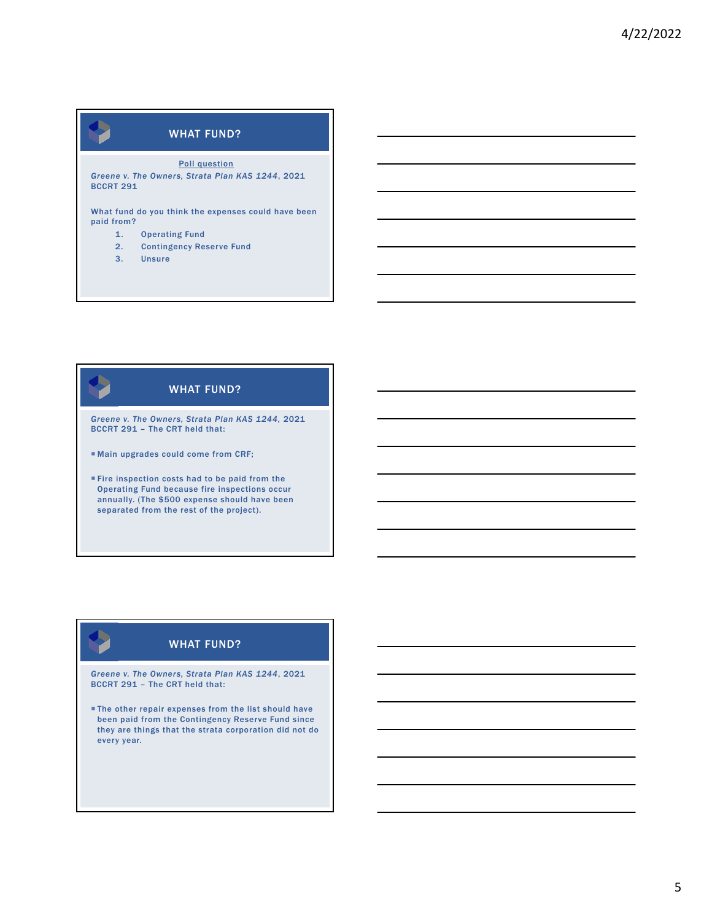## WHAT FUND?

Poll question

*Greene v. The Owners, Strata Plan KAS 1244*, 2021 BCCRT 291

What fund do you think the expenses could have been paid from?

1. Operating Fund
2. Contingency Reserve Fund
3. Unsure

## WHAT FUND?

*Greene v. The Owners, Strata Plan KAS 1244*, 2021 BCCRT 291 – The CRT held that:

- Main upgrades could come from CRF;
- Fire inspection costs had to be paid from the Operating Fund because fire inspections occur annually. (The $500 expense should have been separated from the rest of the project).

## WHAT FUND?

*Greene v. The Owners, Strata Plan KAS 1244*, 2021 BCCRT 291 – The CRT held that:

- The other repair expenses from the list should have been paid from the Contingency Reserve Fund since they are things that the strata corporation did not do every year.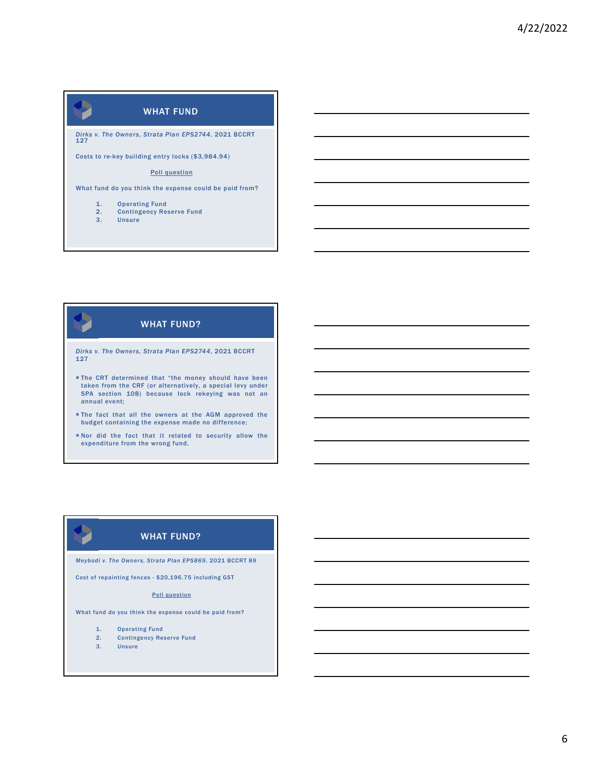## WHAT FUND

*Dirks v. The Owners, Strata Plan EPS2744*, 2021 BCCRT 127

Costs to re-key building entry locks ($3,984.94)

Poll question

What fund do you think the expense could be paid from?

1. Operating Fund
2. Contingency Reserve Fund
3. Unsure

## WHAT FUND?

*Dirks v. The Owners, Strata Plan EPS2744*, 2021 BCCRT 127

- The CRT determined that “the money should have been taken from the CRF (or alternatively, a special levy under SPA section 108) because lock rekeying was not an annual event;
- The fact that all the owners at the AGM approved the budget containing the expense made no difference;
- Nor did the fact that it related to security allow the expenditure from the wrong fund.

## WHAT FUND?

*Meybodi v. The Owners, Strata Plan EPS869*, 2021 BCCRT 89

Cost of repainting fences - $20,196.75 including GST

Poll question

What fund do you think the expense could be paid from?

1. Operating Fund
2. Contingency Reserve Fund
3. Unsure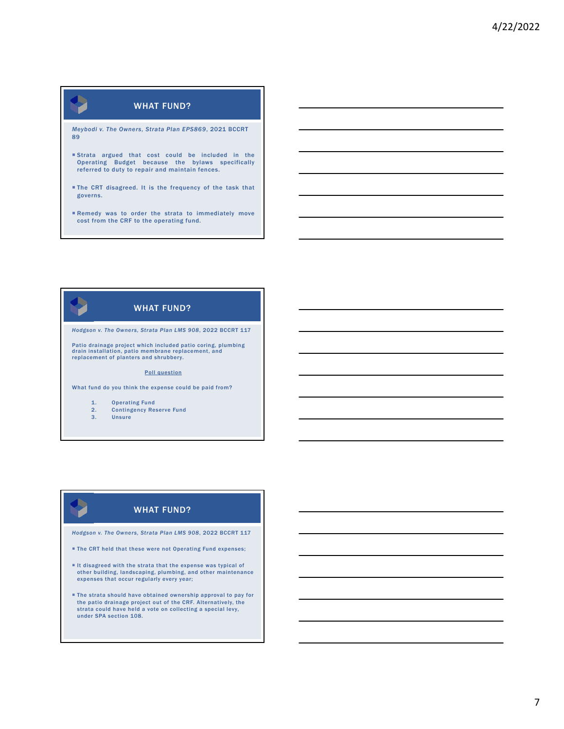## WHAT FUND?

*Meybodi v. The Owners, Strata Plan EPS869*, 2021 BCCRT 89

- Strata argued that cost could be included in the Operating Budget because the bylaws specifically referred to duty to repair and maintain fences.
- The CRT disagreed. It is the frequency of the task that governs.
- Remedy was to order the strata to immediately move cost from the CRF to the operating fund.

## WHAT FUND?

*Hodgson v. The Owners, Strata Plan LMS 908*, 2022 BCCRT 117

Patio drainage project which included patio coring, plumbing drain installation, patio membrane replacement, and replacement of planters and shrubbery.

Poll question

What fund do you think the expense could be paid from?

1. Operating Fund
2. Contingency Reserve Fund
3. Unsure

## WHAT FUND?

*Hodgson v. The Owners, Strata Plan LMS 908*, 2022 BCCRT 117

- The CRT held that these were not Operating Fund expenses;
- It disagreed with the strata that the expense was typical of other building, landscaping, plumbing, and other maintenance expenses that occur regularly every year;
- The strata should have obtained ownership approval to pay for the patio drainage project out of the CRF. Alternatively, the strata could have held a vote on collecting a special levy, under SPA section 108.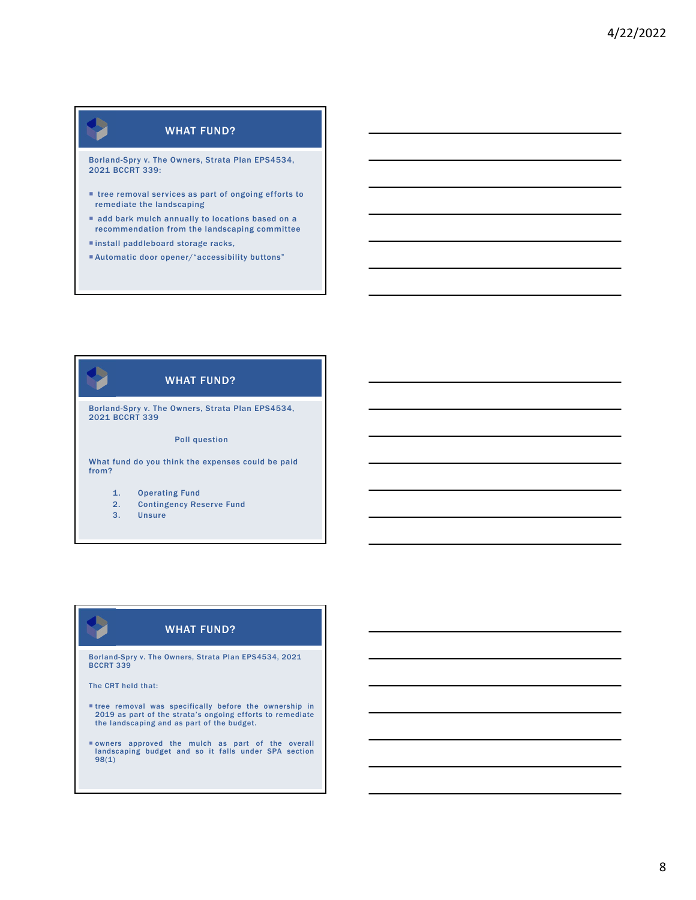## WHAT FUND?

Borland-Spry v. The Owners, Strata Plan EPS4534, 2021 BCCRT 339:

- tree removal services as part of ongoing efforts to remediate the landscaping
- add bark mulch annually to locations based on a recommendation from the landscaping committee
- install paddleboard storage racks,
- Automatic door opener/"accessibility buttons"

## WHAT FUND?

Borland-Spry v. The Owners, Strata Plan EPS4534, 2021 BCCRT 339

Poll question

What fund do you think the expenses could be paid from?

1. Operating Fund
2. Contingency Reserve Fund
3. Unsure

## WHAT FUND?

Borland-Spry v. The Owners, Strata Plan EPS4534, 2021 BCCRT 339

The CRT held that:

- tree removal was specifically before the ownership in 2019 as part of the strata's ongoing efforts to remediate the landscaping and as part of the budget.
- owners approved the mulch as part of the overall landscaping budget and so it falls under SPA section 98(1)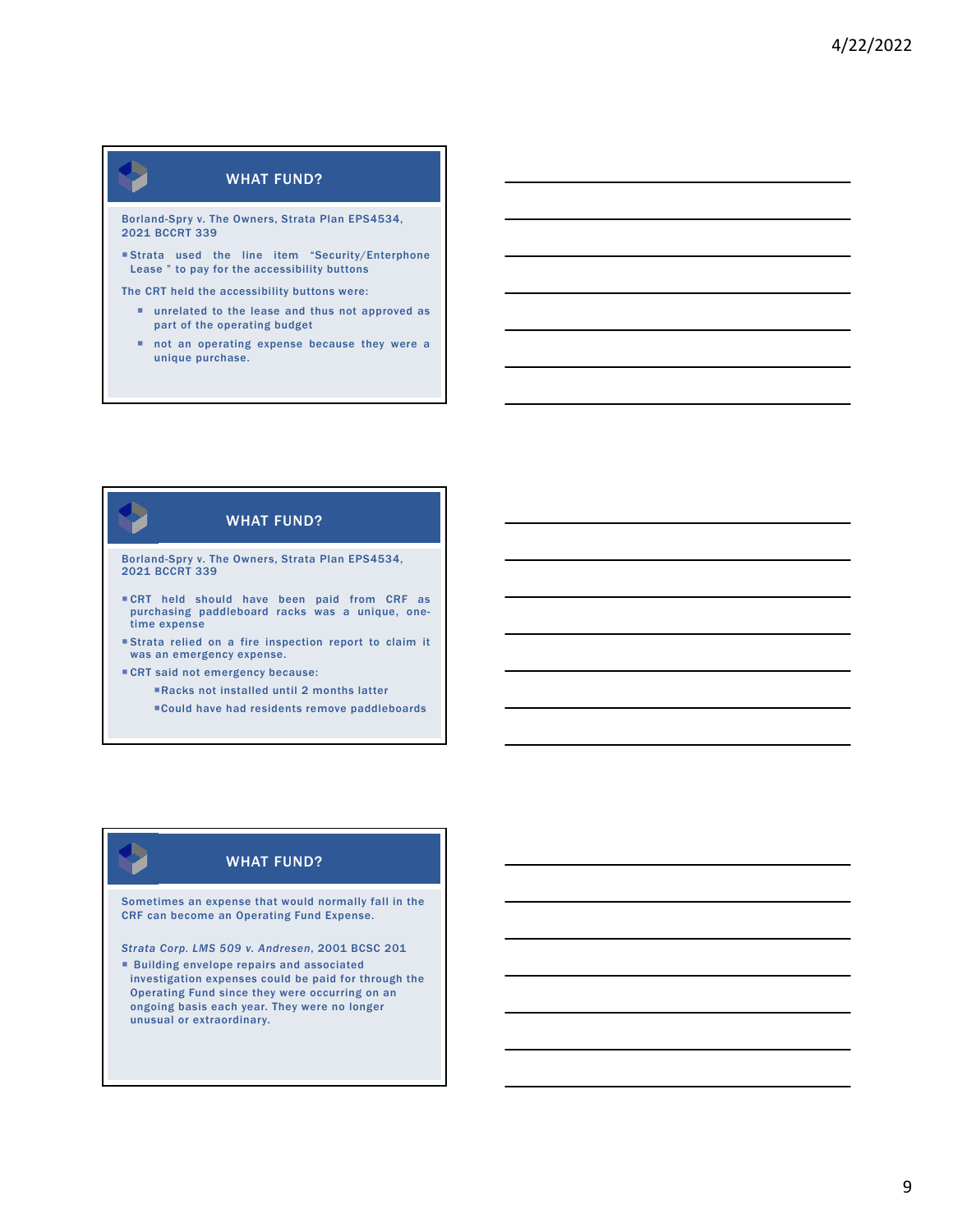## WHAT FUND?

Borland-Spry v. The Owners, Strata Plan EPS4534, 2021 BCCRT 339

- Strata used the line item "Security/Enterphone Lease " to pay for the accessibility buttons

The CRT held the accessibility buttons were:

- unrelated to the lease and thus not approved as part of the operating budget
- not an operating expense because they were a unique purchase.

## WHAT FUND?

Borland-Spry v. The Owners, Strata Plan EPS4534, 2021 BCCRT 339

- CRT held should have been paid from CRF as purchasing paddleboard racks was a unique, one-time expense
- Strata relied on a fire inspection report to claim it was an emergency expense.
- CRT said not emergency because:
  - Racks not installed until 2 months latter
  - Could have had residents remove paddleboards

## WHAT FUND?

Sometimes an expense that would normally fall in the CRF can become an Operating Fund Expense.

*Strata Corp. LMS 509 v. Andresen*, 2001 BCSC 201

- Building envelope repairs and associated investigation expenses could be paid for through the Operating Fund since they were occurring on an ongoing basis each year. They were no longer unusual or extraordinary.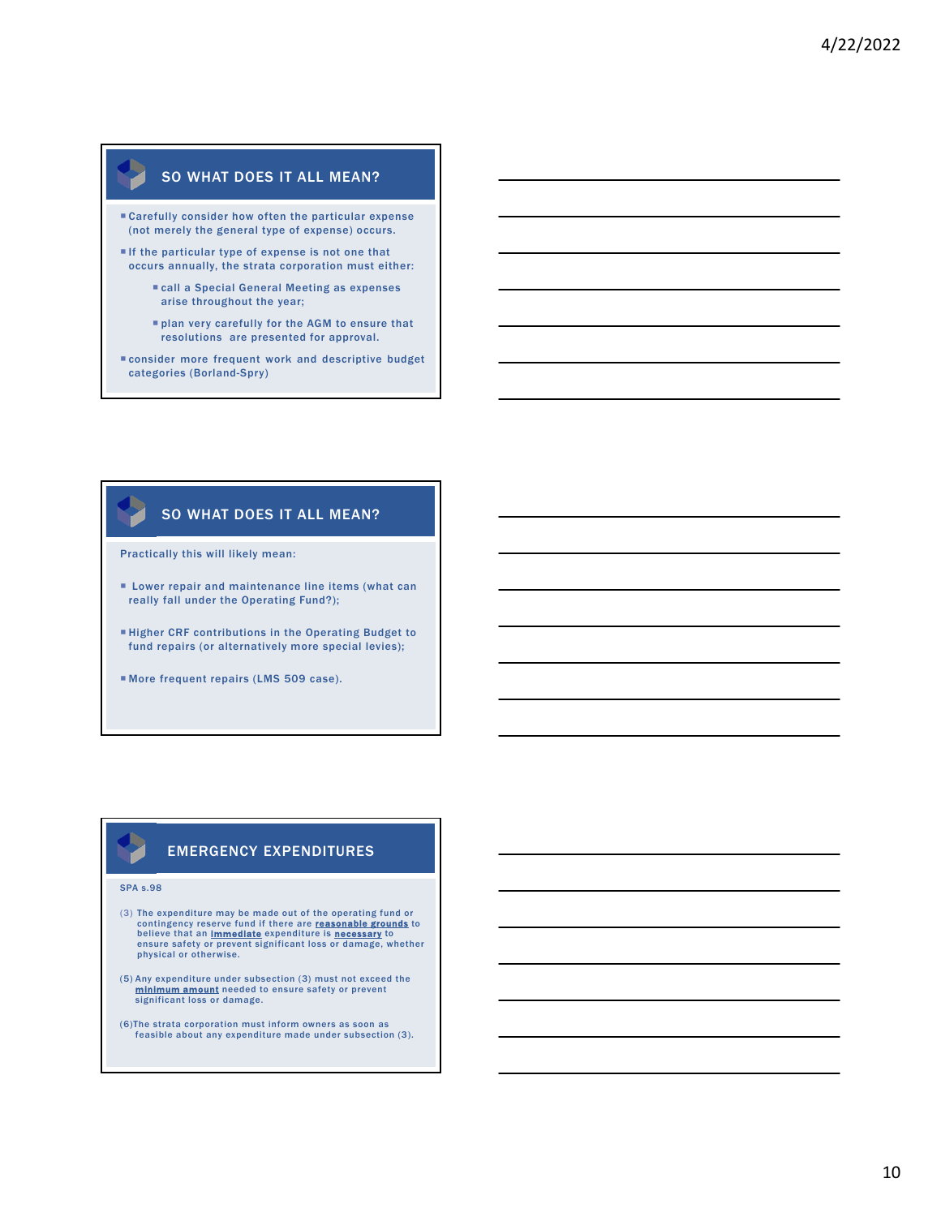## SO WHAT DOES IT ALL MEAN?

- Carefully consider how often the particular expense (not merely the general type of expense) occurs.
- If the particular type of expense is not one that occurs annually, the strata corporation must either:
  - call a Special General Meeting as expenses arise throughout the year;
  - plan very carefully for the AGM to ensure that resolutions are presented for approval.
- consider more frequent work and descriptive budget categories (Borland-Spry)

## SO WHAT DOES IT ALL MEAN?

Practically this will likely mean:

- Lower repair and maintenance line items (what can really fall under the Operating Fund?);
- Higher CRF contributions in the Operating Budget to fund repairs (or alternatively more special levies);
- More frequent repairs (LMS 509 case).

## EMERGENCY EXPENDITURES

SPA s.98

(3) The expenditure may be made out of the operating fund or contingency reserve fund if there are **reasonable grounds** to believe that an **immediate** expenditure is **necessary** to ensure safety or prevent significant loss or damage, whether physical or otherwise.

(5) Any expenditure under subsection (3) must not exceed the **minimum amount** needed to ensure safety or prevent significant loss or damage.

(6) The strata corporation must inform owners as soon as feasible about any expenditure made under subsection (3).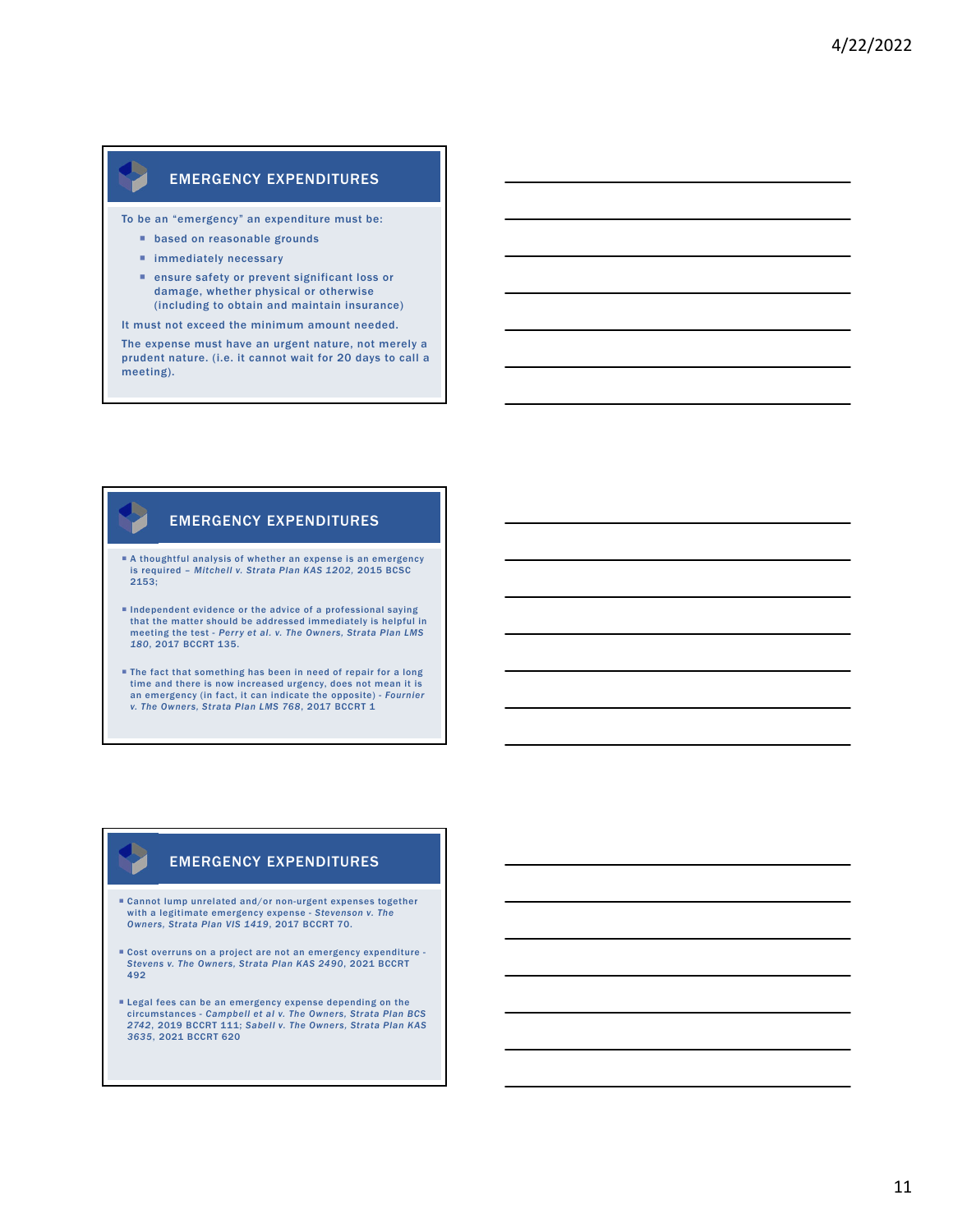## EMERGENCY EXPENDITURES

To be an "emergency" an expenditure must be:

- based on reasonable grounds
- immediately necessary
- ensure safety or prevent significant loss or damage, whether physical or otherwise (including to obtain and maintain insurance)

It must not exceed the minimum amount needed.

The expense must have an urgent nature, not merely a prudent nature. (i.e. it cannot wait for 20 days to call a meeting).

## EMERGENCY EXPENDITURES

- A thoughtful analysis of whether an expense is an emergency is required – *Mitchell v. Strata Plan KAS 1202*, 2015 BCSC 2153;
- Independent evidence or the advice of a professional saying that the matter should be addressed immediately is helpful in meeting the test - *Perry et al. v. The Owners, Strata Plan LMS 180*, 2017 BCCRT 135.
- The fact that something has been in need of repair for a long time and there is now increased urgency, does not mean it is an emergency (in fact, it can indicate the opposite) - *Fournier v. The Owners, Strata Plan LMS 768*, 2017 BCCRT 1

## EMERGENCY EXPENDITURES

- Cannot lump unrelated and/or non-urgent expenses together with a legitimate emergency expense - *Stevenson v. The Owners, Strata Plan VIS 1419*, 2017 BCCRT 70.
- Cost overruns on a project are not an emergency expenditure - *Stevens v. The Owners, Strata Plan KAS 2490*, 2021 BCCRT 492
- Legal fees can be an emergency expense depending on the circumstances - *Campbell et al v. The Owners, Strata Plan BCS 2742*, 2019 BCCRT 111; *Sabell v. The Owners, Strata Plan KAS 3635*, 2021 BCCRT 620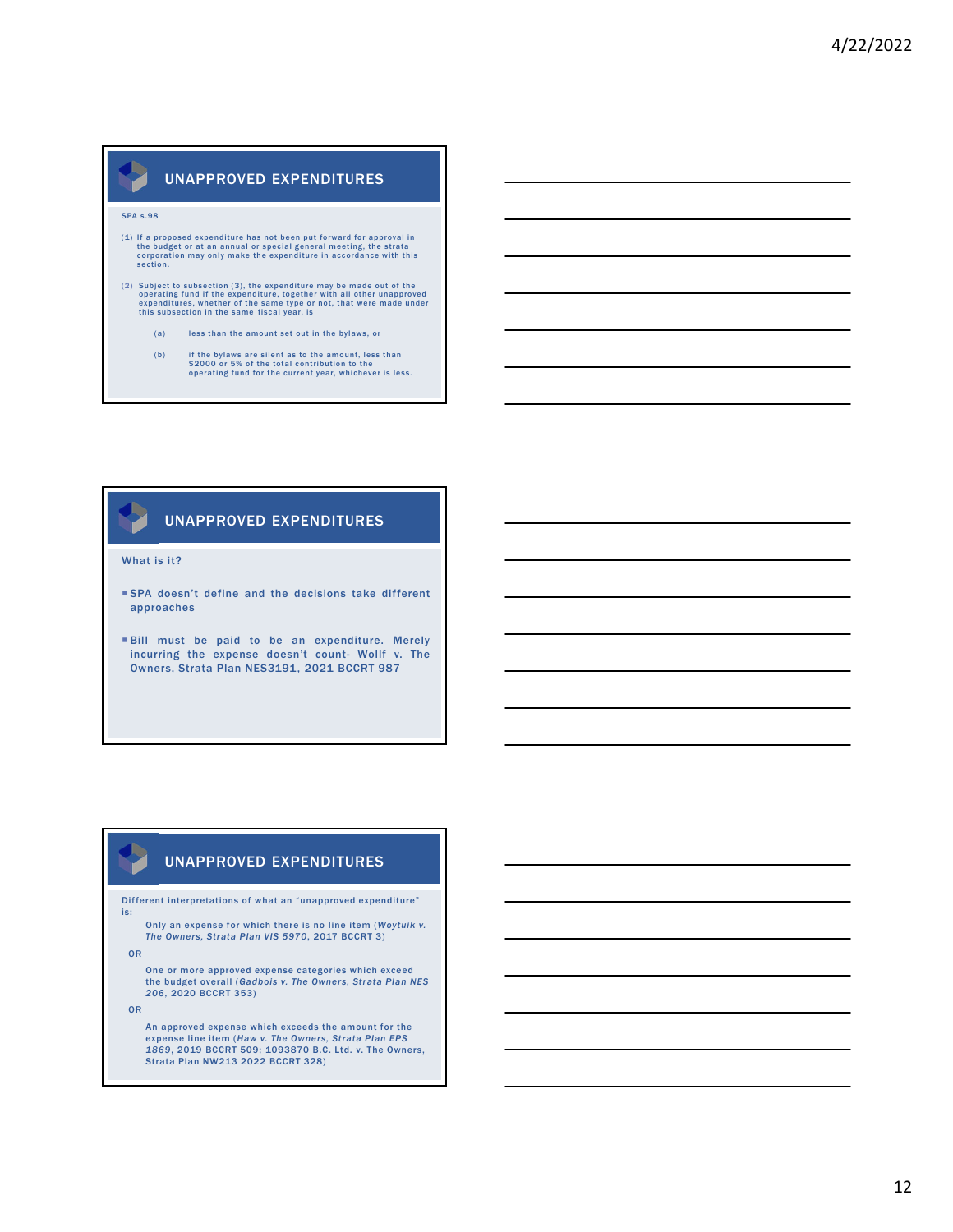## UNAPPROVED EXPENDITURES

SPA s.98

(1) If a proposed expenditure has not been put forward for approval in the budget or at an annual or special general meeting, the strata corporation may only make the expenditure in accordance with this section.

(2) Subject to subsection (3), the expenditure may be made out of the operating fund if the expenditure, together with all other unapproved expenditures, whether of the same type or not, that were made under this subsection in the same fiscal year, is

(a) less than the amount set out in the bylaws, or

(b) if the bylaws are silent as to the amount, less than $2000 or 5% of the total contribution to the operating fund for the current year, whichever is less.

## UNAPPROVED EXPENDITURES

What is it?

- SPA doesn't define and the decisions take different approaches
- Bill must be paid to be an expenditure. Merely incurring the expense doesn't count- Wollf v. The Owners, Strata Plan NES3191, 2021 BCCRT 987

## UNAPPROVED EXPENDITURES

Different interpretations of what an "unapproved expenditure" is:

Only an expense for which there is no line item (*Woytuik v. The Owners, Strata Plan VIS 5970*, 2017 BCCRT 3)

OR

One or more approved expense categories which exceed the budget overall (*Gadbois v. The Owners, Strata Plan NES 206*, 2020 BCCRT 353)

OR

An approved expense which exceeds the amount for the expense line item (*Haw v. The Owners, Strata Plan EPS 1869*, 2019 BCCRT 509; 1093870 B.C. Ltd. v. The Owners, Strata Plan NW213 2022 BCCRT 328)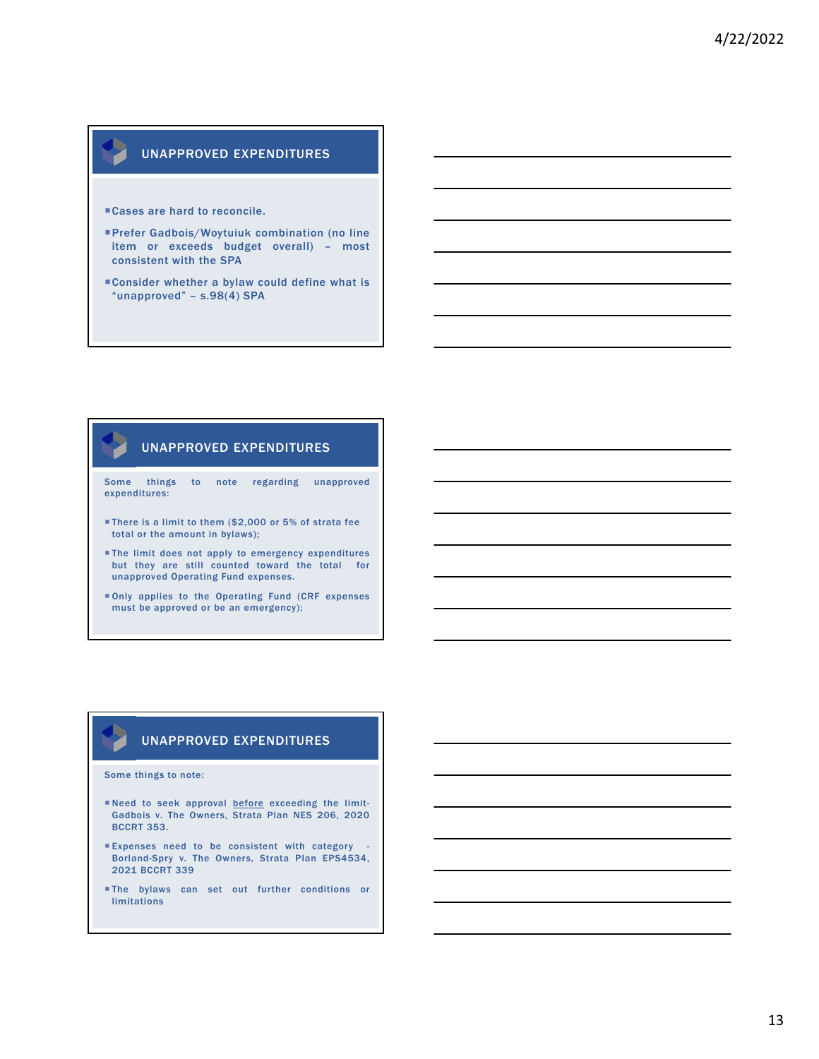## UNAPPROVED EXPENDITURES

- Cases are hard to reconcile.
- Prefer Gadbois/Woytuiuk combination (no line item or exceeds budget overall) – most consistent with the SPA
- Consider whether a bylaw could define what is "unapproved" – s.98(4) SPA

## UNAPPROVED EXPENDITURES

Some things to note regarding unapproved expenditures:

- There is a limit to them ($2,000 or 5% of strata fee total or the amount in bylaws);
- The limit does not apply to emergency expenditures but they are still counted toward the total for unapproved Operating Fund expenses.
- Only applies to the Operating Fund (CRF expenses must be approved or be an emergency);

## UNAPPROVED EXPENDITURES

Some things to note:

- Need to seek approval <u>before</u> exceeding the limit- Gadbois v. The Owners, Strata Plan NES 206, 2020 BCCRT 353.
- Expenses need to be consistent with category - Borland-Spry v. The Owners, Strata Plan EPS4534, 2021 BCCRT 339
- The bylaws can set out further conditions or limitations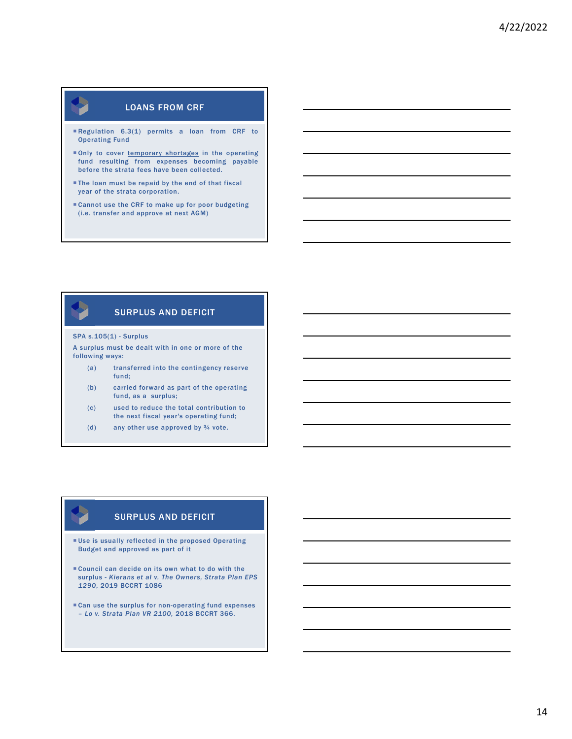## LOANS FROM CRF

- Regulation 6.3(1) permits a loan from CRF to Operating Fund
- Only to cover temporary shortages in the operating fund resulting from expenses becoming payable before the strata fees have been collected.
- The loan must be repaid by the end of that fiscal year of the strata corporation.
- Cannot use the CRF to make up for poor budgeting (i.e. transfer and approve at next AGM)

## SURPLUS AND DEFICIT

SPA s.105(1) - Surplus

A surplus must be dealt with in one or more of the following ways:

(a) transferred into the contingency reserve fund;

(b) carried forward as part of the operating fund, as a surplus;

(c) used to reduce the total contribution to the next fiscal year's operating fund;

(d) any other use approved by ¾ vote.

## SURPLUS AND DEFICIT

- Use is usually reflected in the proposed Operating Budget and approved as part of it
- Council can decide on its own what to do with the surplus - *Kierans et al v. The Owners, Strata Plan EPS 1290*, 2019 BCCRT 1086
- Can use the surplus for non-operating fund expenses – *Lo v. Strata Plan VR 2100*, 2018 BCCRT 366.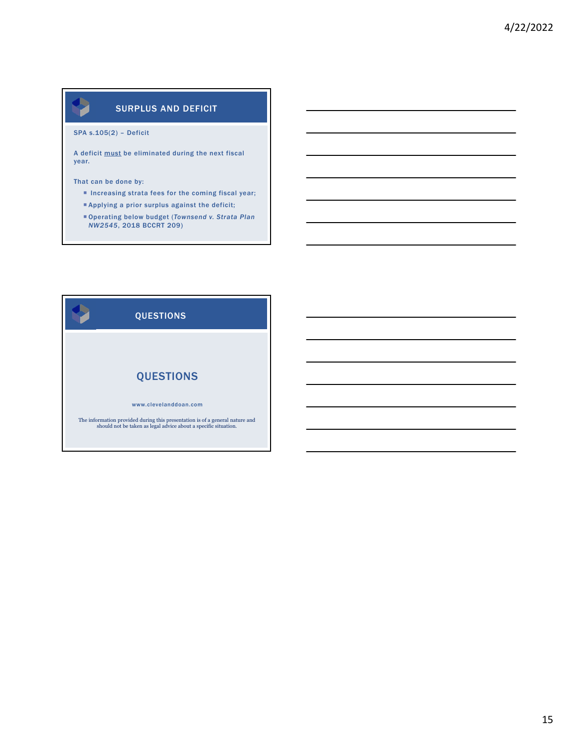## SURPLUS AND DEFICIT

SPA s.105(2) – Deficit

A deficit must be eliminated during the next fiscal year.

That can be done by:

- Increasing strata fees for the coming fiscal year;
- Applying a prior surplus against the deficit;
- Operating below budget (*Townsend v. Strata Plan NW2545*, 2018 BCCRT 209)

## QUESTIONS

### QUESTIONS

www.clevelanddoan.com

The information provided during this presentation is of a general nature and should not be taken as legal advice about a specific situation.